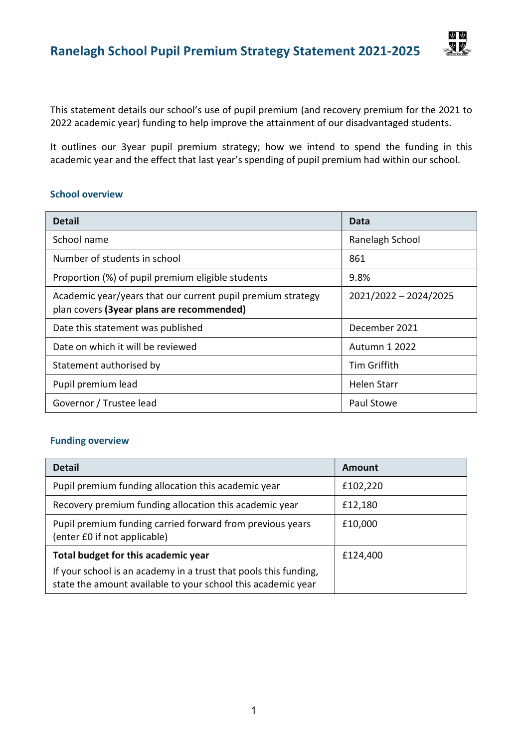# Ranelagh School Pupil Premium Strategy Statement 2021-2025

This statement details our school's use of pupil premium (and recovery premium for the 2021 to 2022 academic year) funding to help improve the attainment of our disadvantaged students.

It outlines our 3year pupil premium strategy; how we intend to spend the funding in this academic year and the effect that last year's spending of pupil premium had within our school.

## School overview

| Detail | Data |
|---|---|
| School name | Ranelagh School |
| Number of students in school | 861 |
| Proportion (%) of pupil premium eligible students | 9.8% |
| Academic year/years that our current pupil premium strategy plan covers **(3year plans are recommended)** | 2021/2022 – 2024/2025 |
| Date this statement was published | December 2021 |
| Date on which it will be reviewed | Autumn 1 2022 |
| Statement authorised by | Tim Griffith |
| Pupil premium lead | Helen Starr |
| Governor / Trustee lead | Paul Stowe |

## Funding overview

| Detail | Amount |
|---|---|
| Pupil premium funding allocation this academic year | £102,220 |
| Recovery premium funding allocation this academic year | £12,180 |
| Pupil premium funding carried forward from previous years (enter £0 if not applicable) | £10,000 |
| **Total budget for this academic year**<br>If your school is an academy in a trust that pools this funding, state the amount available to your school this academic year | £124,400 |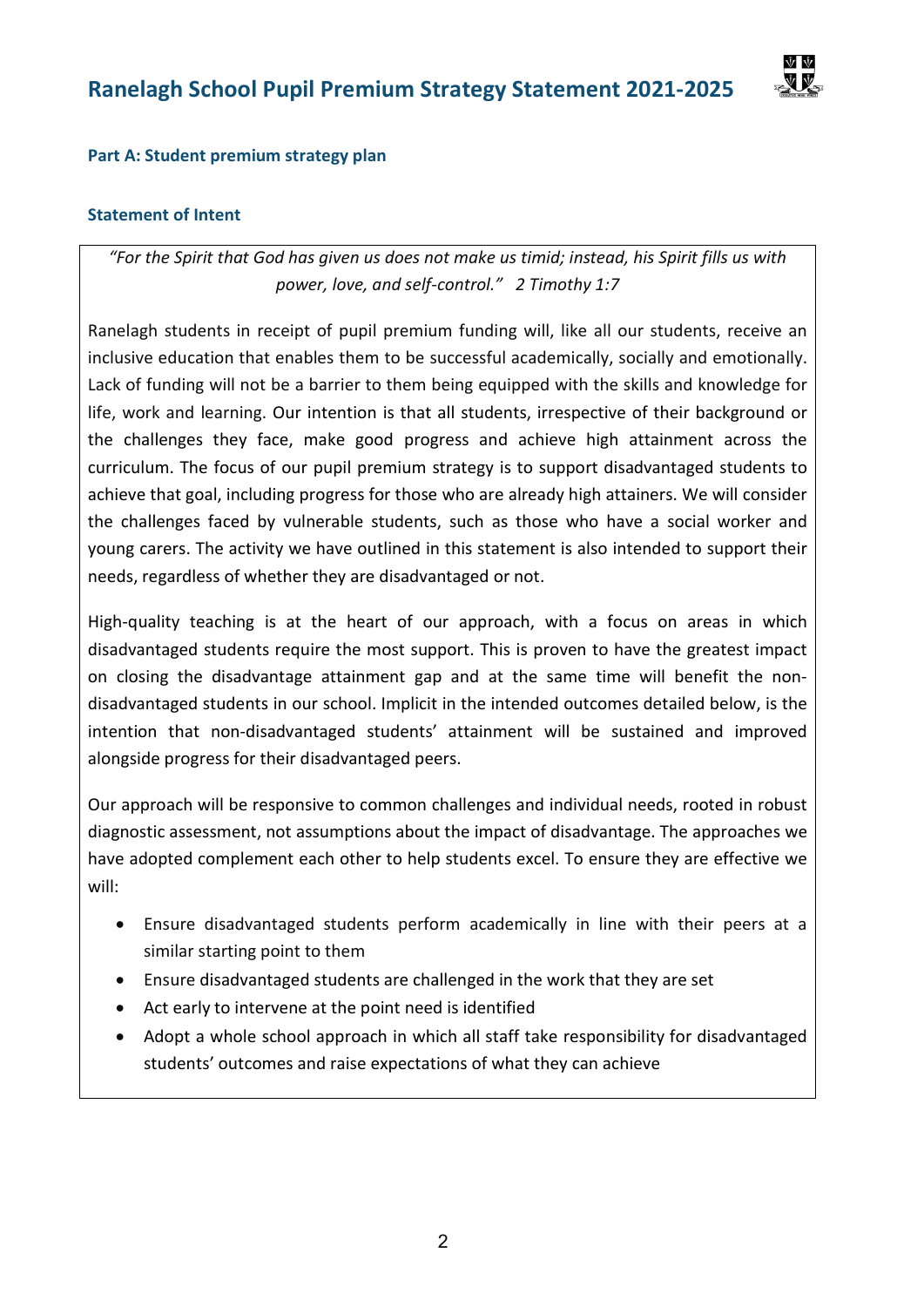# Ranelagh School Pupil Premium Strategy Statement 2021-2025

## Part A: Student premium strategy plan

### Statement of Intent

*"For the Spirit that God has given us does not make us timid; instead, his Spirit fills us with power, love, and self-control." 2 Timothy 1:7*

Ranelagh students in receipt of pupil premium funding will, like all our students, receive an inclusive education that enables them to be successful academically, socially and emotionally. Lack of funding will not be a barrier to them being equipped with the skills and knowledge for life, work and learning. Our intention is that all students, irrespective of their background or the challenges they face, make good progress and achieve high attainment across the curriculum. The focus of our pupil premium strategy is to support disadvantaged students to achieve that goal, including progress for those who are already high attainers. We will consider the challenges faced by vulnerable students, such as those who have a social worker and young carers. The activity we have outlined in this statement is also intended to support their needs, regardless of whether they are disadvantaged or not.

High-quality teaching is at the heart of our approach, with a focus on areas in which disadvantaged students require the most support. This is proven to have the greatest impact on closing the disadvantage attainment gap and at the same time will benefit the non-disadvantaged students in our school. Implicit in the intended outcomes detailed below, is the intention that non-disadvantaged students' attainment will be sustained and improved alongside progress for their disadvantaged peers.

Our approach will be responsive to common challenges and individual needs, rooted in robust diagnostic assessment, not assumptions about the impact of disadvantage. The approaches we have adopted complement each other to help students excel. To ensure they are effective we will:

- Ensure disadvantaged students perform academically in line with their peers at a similar starting point to them
- Ensure disadvantaged students are challenged in the work that they are set
- Act early to intervene at the point need is identified
- Adopt a whole school approach in which all staff take responsibility for disadvantaged students' outcomes and raise expectations of what they can achieve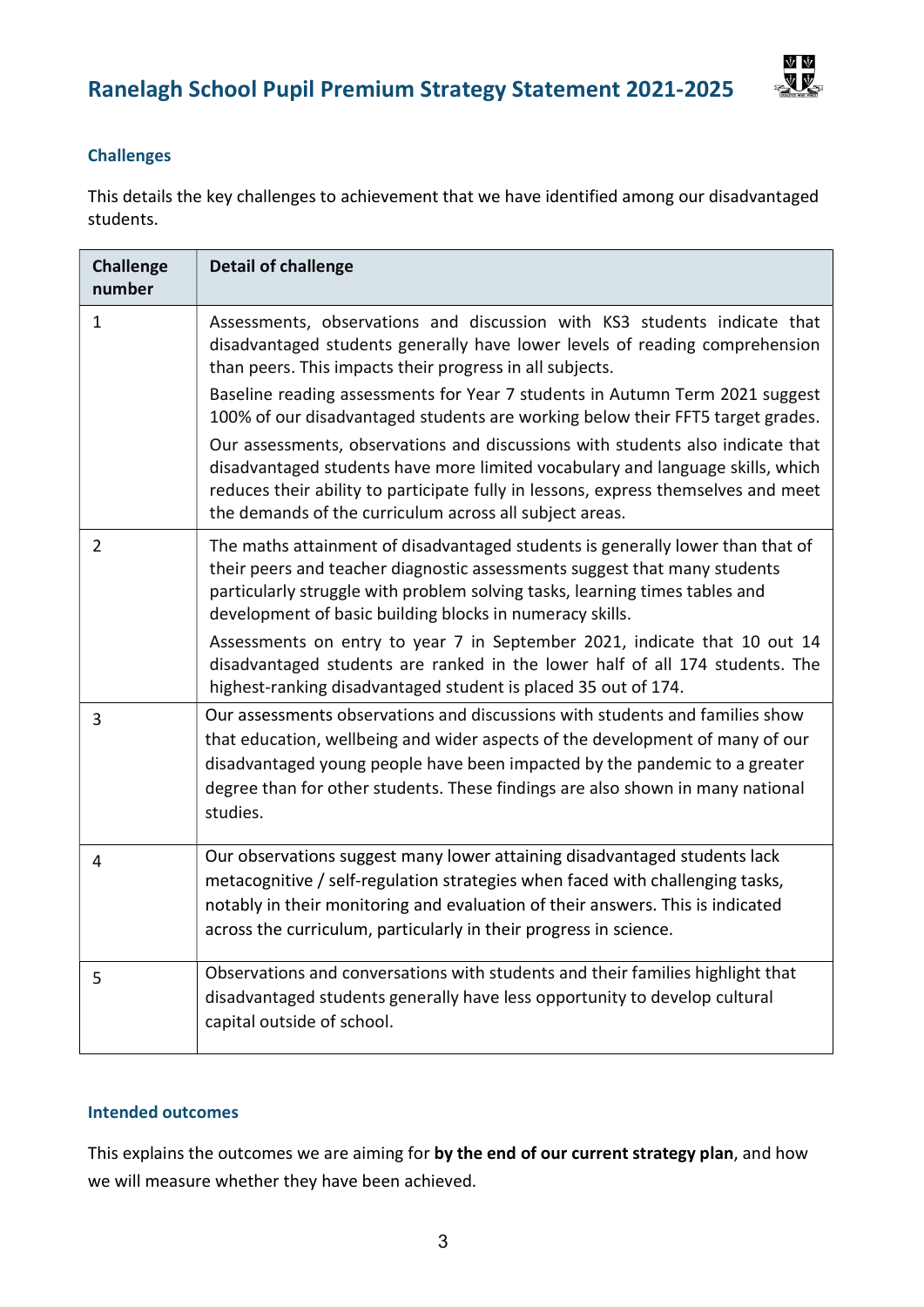## Challenges

This details the key challenges to achievement that we have identified among our disadvantaged students.

| Challenge number | Detail of challenge |
|---|---|
| 1 | Assessments, observations and discussion with KS3 students indicate that disadvantaged students generally have lower levels of reading comprehension than peers. This impacts their progress in all subjects.<br>Baseline reading assessments for Year 7 students in Autumn Term 2021 suggest 100% of our disadvantaged students are working below their FFT5 target grades.<br>Our assessments, observations and discussions with students also indicate that disadvantaged students have more limited vocabulary and language skills, which reduces their ability to participate fully in lessons, express themselves and meet the demands of the curriculum across all subject areas. |
| 2 | The maths attainment of disadvantaged students is generally lower than that of their peers and teacher diagnostic assessments suggest that many students particularly struggle with problem solving tasks, learning times tables and development of basic building blocks in numeracy skills.<br>Assessments on entry to year 7 in September 2021, indicate that 10 out 14 disadvantaged students are ranked in the lower half of all 174 students. The highest-ranking disadvantaged student is placed 35 out of 174. |
| 3 | Our assessments observations and discussions with students and families show that education, wellbeing and wider aspects of the development of many of our disadvantaged young people have been impacted by the pandemic to a greater degree than for other students. These findings are also shown in many national studies. |
| 4 | Our observations suggest many lower attaining disadvantaged students lack metacognitive / self-regulation strategies when faced with challenging tasks, notably in their monitoring and evaluation of their answers. This is indicated across the curriculum, particularly in their progress in science. |
| 5 | Observations and conversations with students and their families highlight that disadvantaged students generally have less opportunity to develop cultural capital outside of school. |

## Intended outcomes

This explains the outcomes we are aiming for **by the end of our current strategy plan**, and how we will measure whether they have been achieved.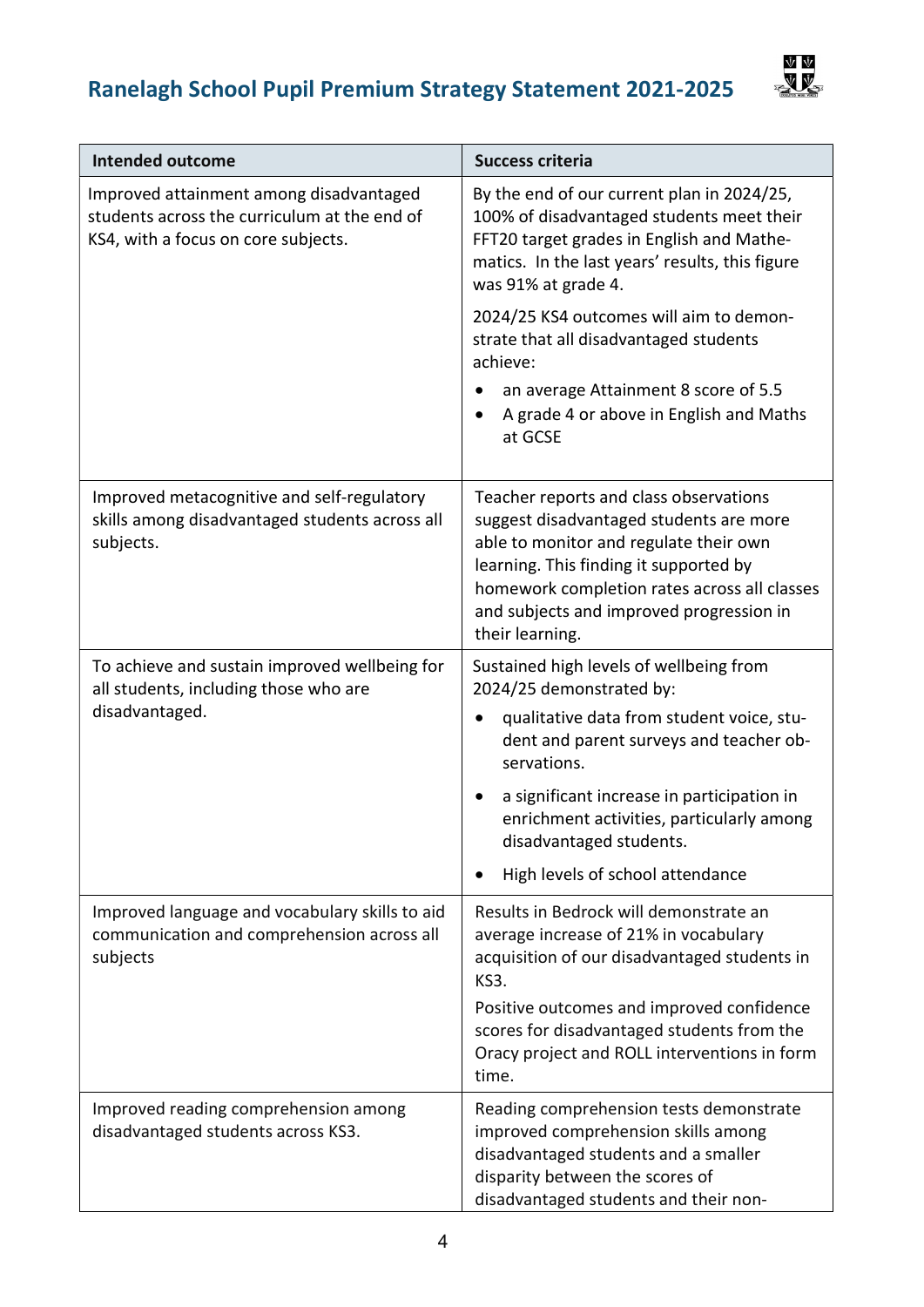| Intended outcome | Success criteria |
|---|---|
| Improved attainment among disadvantaged students across the curriculum at the end of KS4, with a focus on core subjects. | By the end of our current plan in 2024/25, 100% of disadvantaged students meet their FFT20 target grades in English and Mathematics. In the last years' results, this figure was 91% at grade 4.<br><br>2024/25 KS4 outcomes will aim to demonstrate that all disadvantaged students achieve:<br>• an average Attainment 8 score of 5.5<br>• A grade 4 or above in English and Maths at GCSE |
| Improved metacognitive and self-regulatory skills among disadvantaged students across all subjects. | Teacher reports and class observations suggest disadvantaged students are more able to monitor and regulate their own learning. This finding it supported by homework completion rates across all classes and subjects and improved progression in their learning. |
| To achieve and sustain improved wellbeing for all students, including those who are disadvantaged. | Sustained high levels of wellbeing from 2024/25 demonstrated by:<br>• qualitative data from student voice, student and parent surveys and teacher observations.<br>• a significant increase in participation in enrichment activities, particularly among disadvantaged students.<br>• High levels of school attendance |
| Improved language and vocabulary skills to aid communication and comprehension across all subjects | Results in Bedrock will demonstrate an average increase of 21% in vocabulary acquisition of our disadvantaged students in KS3.<br><br>Positive outcomes and improved confidence scores for disadvantaged students from the Oracy project and ROLL interventions in form time. |
| Improved reading comprehension among disadvantaged students across KS3. | Reading comprehension tests demonstrate improved comprehension skills among disadvantaged students and a smaller disparity between the scores of disadvantaged students and their non- |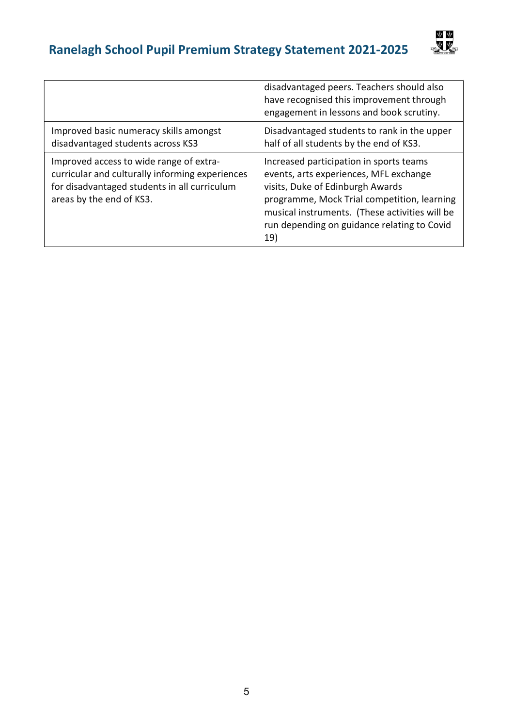| | |
|---|---|
| | disadvantaged peers. Teachers should also have recognised this improvement through engagement in lessons and book scrutiny. |
| Improved basic numeracy skills amongst disadvantaged students across KS3 | Disadvantaged students to rank in the upper half of all students by the end of KS3. |
| Improved access to wide range of extra-curricular and culturally informing experiences for disadvantaged students in all curriculum areas by the end of KS3. | Increased participation in sports teams events, arts experiences, MFL exchange visits, Duke of Edinburgh Awards programme, Mock Trial competition, learning musical instruments. (These activities will be run depending on guidance relating to Covid 19) |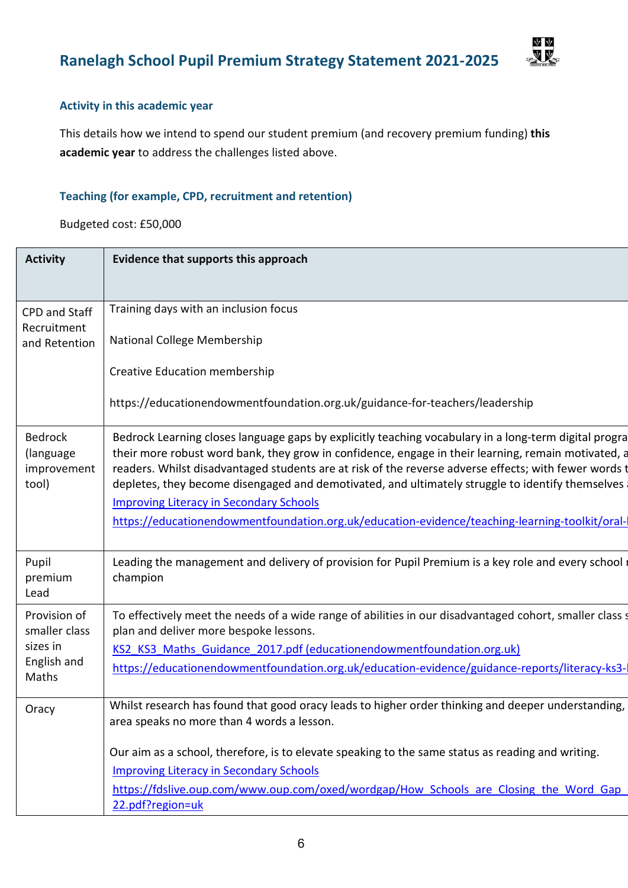## Ranelagh School Pupil Premium Strategy Statement 2021-2025

### Activity in this academic year

This details how we intend to spend our student premium (and recovery premium funding) **this academic year** to address the challenges listed above.

### Teaching (for example, CPD, recruitment and retention)

Budgeted cost: £50,000

| Activity | Evidence that supports this approach |
|---|---|
| CPD and Staff Recruitment and Retention | Training days with an inclusion focus<br><br>National College Membership<br><br>Creative Education membership<br><br>https://educationendowmentfoundation.org.uk/guidance-for-teachers/leadership |
| Bedrock (language improvement tool) | Bedrock Learning closes language gaps by explicitly teaching vocabulary in a long-term digital progra their more robust word bank, they grow in confidence, engage in their learning, remain motivated, a readers. Whilst disadvantaged students are at risk of the reverse adverse effects; with fewer words t depletes, they become disengaged and demotivated, and ultimately struggle to identify themselves<br>[Improving Literacy in Secondary Schools](Improving Literacy in Secondary Schools)<br>https://educationendowmentfoundation.org.uk/education-evidence/teaching-learning-toolkit/oral- |
| Pupil premium Lead | Leading the management and delivery of provision for Pupil Premium is a key role and every school champion |
| Provision of smaller class sizes in English and Maths | To effectively meet the needs of a wide range of abilities in our disadvantaged cohort, smaller class plan and deliver more bespoke lessons.<br>KS2_KS3_Maths_Guidance_2017.pdf (educationendowmentfoundation.org.uk)<br>https://educationendowmentfoundation.org.uk/education-evidence/guidance-reports/literacy-ks3- |
| Oracy | Whilst research has found that good oracy leads to higher order thinking and deeper understanding, area speaks no more than 4 words a lesson.<br><br>Our aim as a school, therefore, is to elevate speaking to the same status as reading and writing.<br>Improving Literacy in Secondary Schools<br>https://fdslive.oup.com/www.oup.com/oxed/wordgap/How_Schools_are_Closing_the_Word_Gap_22.pdf?region=uk |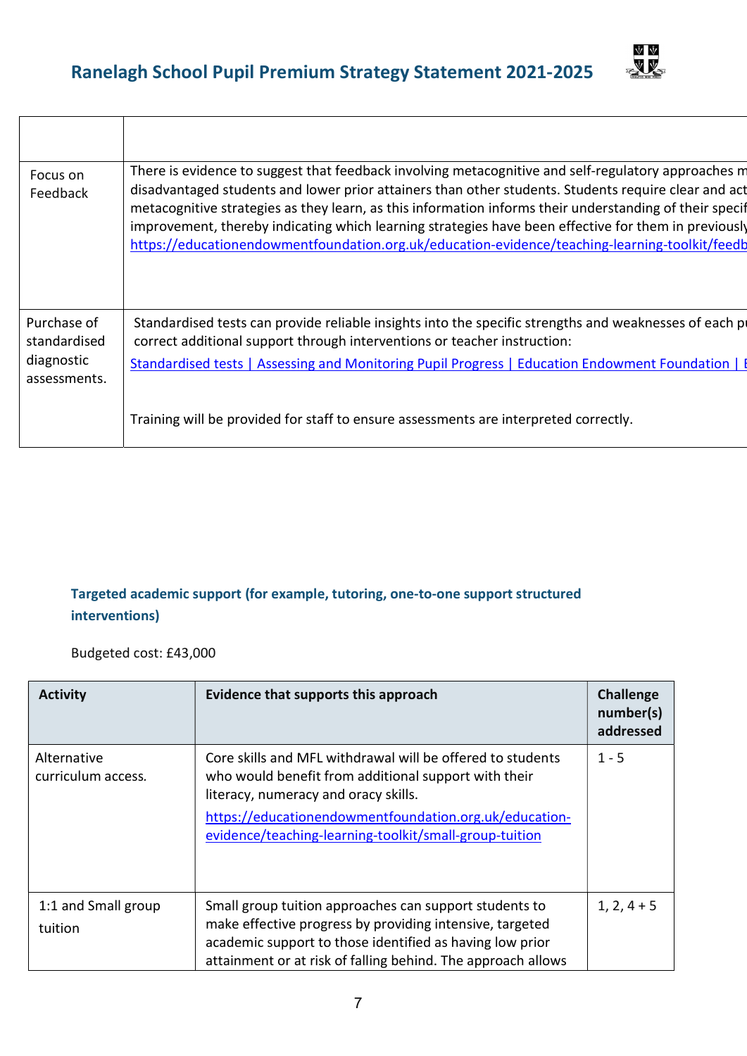| | |
|---|---|
| Focus on Feedback | There is evidence to suggest that feedback involving metacognitive and self-regulatory approaches m disadvantaged students and lower prior attainers than other students. Students require clear and act metacognitive strategies as they learn, as this information informs their understanding of their specif improvement, thereby indicating which learning strategies have been effective for them in previously https://educationendowmentfoundation.org.uk/education-evidence/teaching-learning-toolkit/feedb |
| Purchase of standardised diagnostic assessments. | Standardised tests can provide reliable insights into the specific strengths and weaknesses of each pu correct additional support through interventions or teacher instruction: Standardised tests \| Assessing and Monitoring Pupil Progress \| Education Endowment Foundation \| E<br><br>Training will be provided for staff to ensure assessments are interpreted correctly. |

### Targeted academic support (for example, tutoring, one-to-one support structured interventions)

Budgeted cost: £43,000

| Activity | Evidence that supports this approach | Challenge number(s) addressed |
|---|---|---|
| Alternative curriculum access. | Core skills and MFL withdrawal will be offered to students who would benefit from additional support with their literacy, numeracy and oracy skills. https://educationendowmentfoundation.org.uk/education-evidence/teaching-learning-toolkit/small-group-tuition | 1 - 5 |
| 1:1 and Small group tuition | Small group tuition approaches can support students to make effective progress by providing intensive, targeted academic support to those identified as having low prior attainment or at risk of falling behind. The approach allows | 1, 2, 4 + 5 |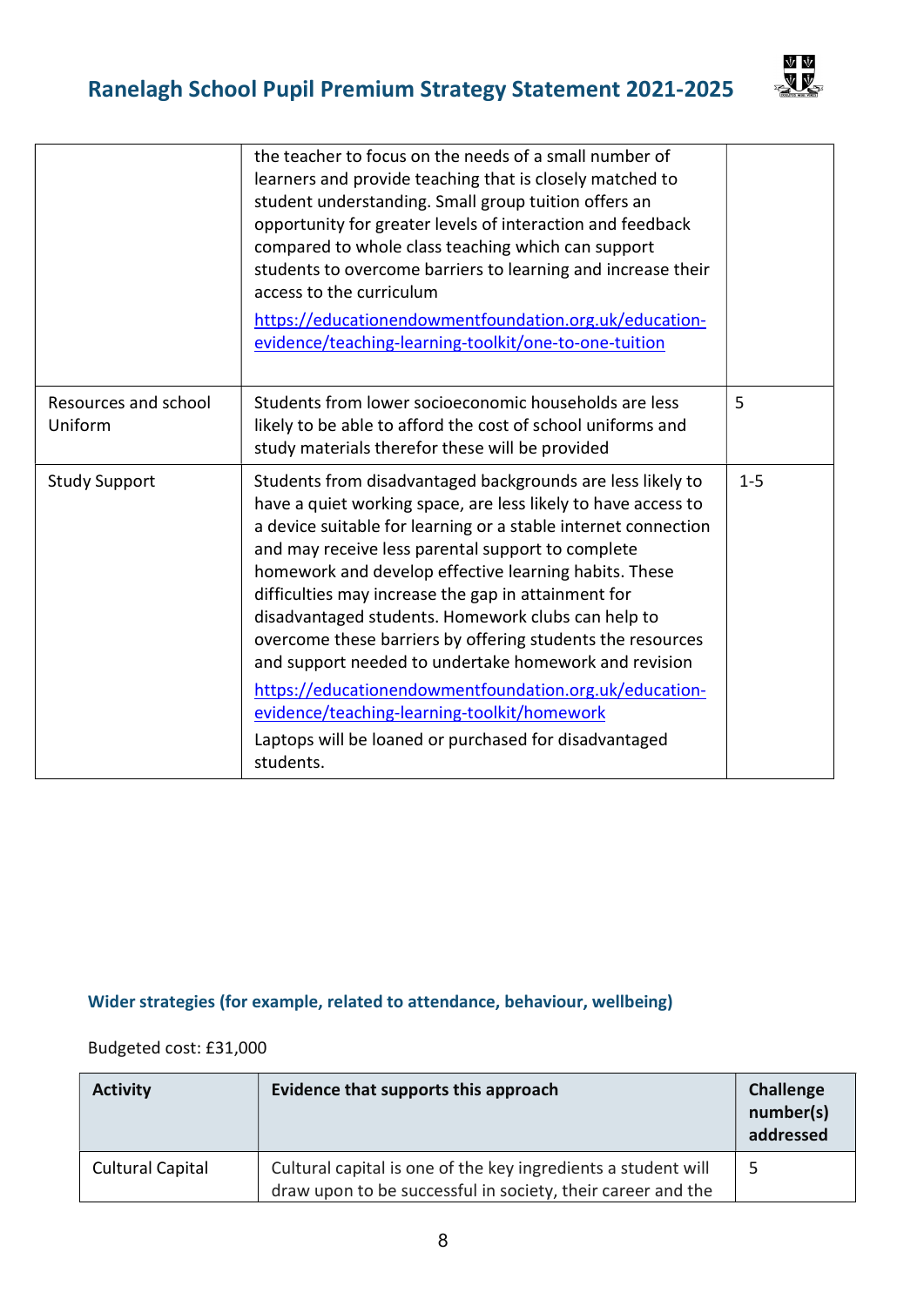| | | |
|---|---|---|
| | the teacher to focus on the needs of a small number of learners and provide teaching that is closely matched to student understanding. Small group tuition offers an opportunity for greater levels of interaction and feedback compared to whole class teaching which can support students to overcome barriers to learning and increase their access to the curriculum<br>https://educationendowmentfoundation.org.uk/education-evidence/teaching-learning-toolkit/one-to-one-tuition | |
| Resources and school Uniform | Students from lower socioeconomic households are less likely to be able to afford the cost of school uniforms and study materials therefor these will be provided | 5 |
| Study Support | Students from disadvantaged backgrounds are less likely to have a quiet working space, are less likely to have access to a device suitable for learning or a stable internet connection and may receive less parental support to complete homework and develop effective learning habits. These difficulties may increase the gap in attainment for disadvantaged students. Homework clubs can help to overcome these barriers by offering students the resources and support needed to undertake homework and revision<br>https://educationendowmentfoundation.org.uk/education-evidence/teaching-learning-toolkit/homework<br>Laptops will be loaned or purchased for disadvantaged students. | 1-5 |

### Wider strategies (for example, related to attendance, behaviour, wellbeing)

Budgeted cost: £31,000

| Activity | Evidence that supports this approach | Challenge number(s) addressed |
|---|---|---|
| Cultural Capital | Cultural capital is one of the key ingredients a student will draw upon to be successful in society, their career and the | 5 |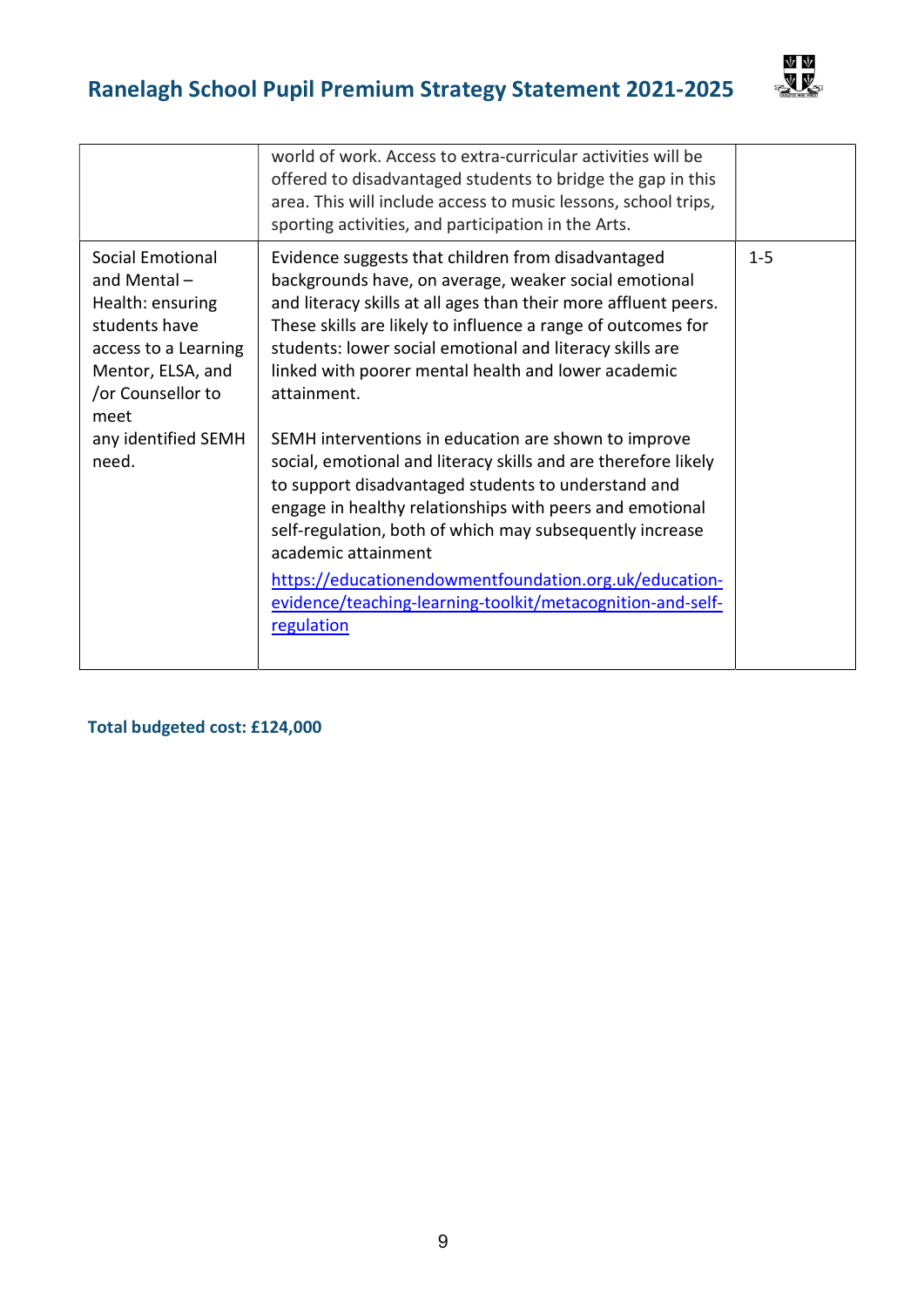| | | |
|---|---|---|
| | world of work. Access to extra-curricular activities will be offered to disadvantaged students to bridge the gap in this area. This will include access to music lessons, school trips, sporting activities, and participation in the Arts. | |
| Social Emotional and Mental – Health: ensuring students have access to a Learning Mentor, ELSA, and /or Counsellor to meet any identified SEMH need. | Evidence suggests that children from disadvantaged backgrounds have, on average, weaker social emotional and literacy skills at all ages than their more affluent peers. These skills are likely to influence a range of outcomes for students: lower social emotional and literacy skills are linked with poorer mental health and lower academic attainment.<br><br>SEMH interventions in education are shown to improve social, emotional and literacy skills and are therefore likely to support disadvantaged students to understand and engage in healthy relationships with peers and emotional self-regulation, both of which may subsequently increase academic attainment<br><br>[https://educationendowmentfoundation.org.uk/education-evidence/teaching-learning-toolkit/metacognition-and-self-regulation](https://educationendowmentfoundation.org.uk/education-evidence/teaching-learning-toolkit/metacognition-and-self-regulation) | 1-5 |

**Total budgeted cost: £124,000**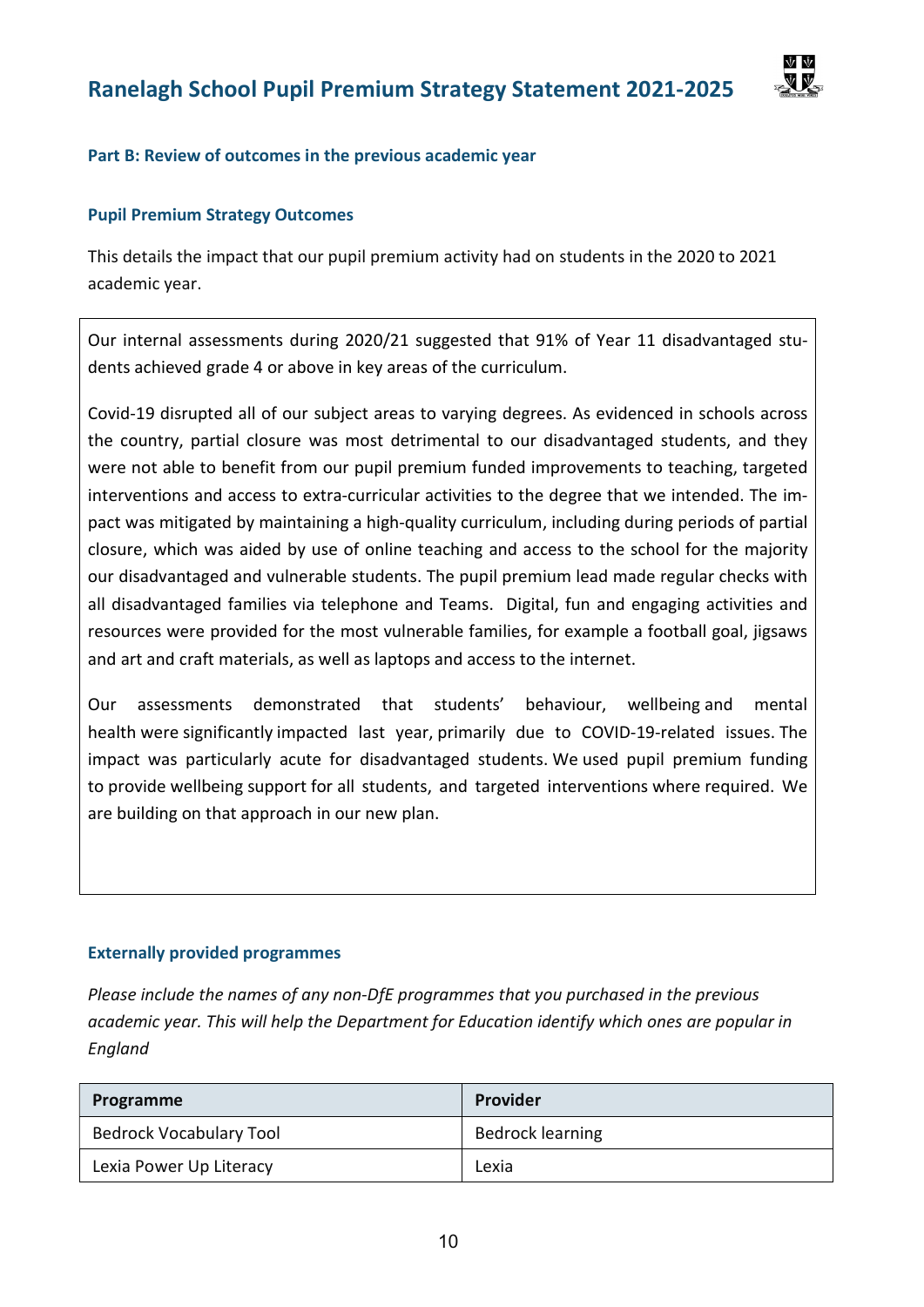## Part B: Review of outcomes in the previous academic year

### Pupil Premium Strategy Outcomes

This details the impact that our pupil premium activity had on students in the 2020 to 2021 academic year.

Our internal assessments during 2020/21 suggested that 91% of Year 11 disadvantaged students achieved grade 4 or above in key areas of the curriculum.

Covid-19 disrupted all of our subject areas to varying degrees. As evidenced in schools across the country, partial closure was most detrimental to our disadvantaged students, and they were not able to benefit from our pupil premium funded improvements to teaching, targeted interventions and access to extra-curricular activities to the degree that we intended. The impact was mitigated by maintaining a high-quality curriculum, including during periods of partial closure, which was aided by use of online teaching and access to the school for the majority our disadvantaged and vulnerable students. The pupil premium lead made regular checks with all disadvantaged families via telephone and Teams. Digital, fun and engaging activities and resources were provided for the most vulnerable families, for example a football goal, jigsaws and art and craft materials, as well as laptops and access to the internet.

Our assessments demonstrated that students' behaviour, wellbeing and mental health were significantly impacted last year, primarily due to COVID-19-related issues. The impact was particularly acute for disadvantaged students. We used pupil premium funding to provide wellbeing support for all students, and targeted interventions where required. We are building on that approach in our new plan.

### Externally provided programmes

*Please include the names of any non-DfE programmes that you purchased in the previous academic year. This will help the Department for Education identify which ones are popular in England*

| Programme | Provider |
|---|---|
| Bedrock Vocabulary Tool | Bedrock learning |
| Lexia Power Up Literacy | Lexia |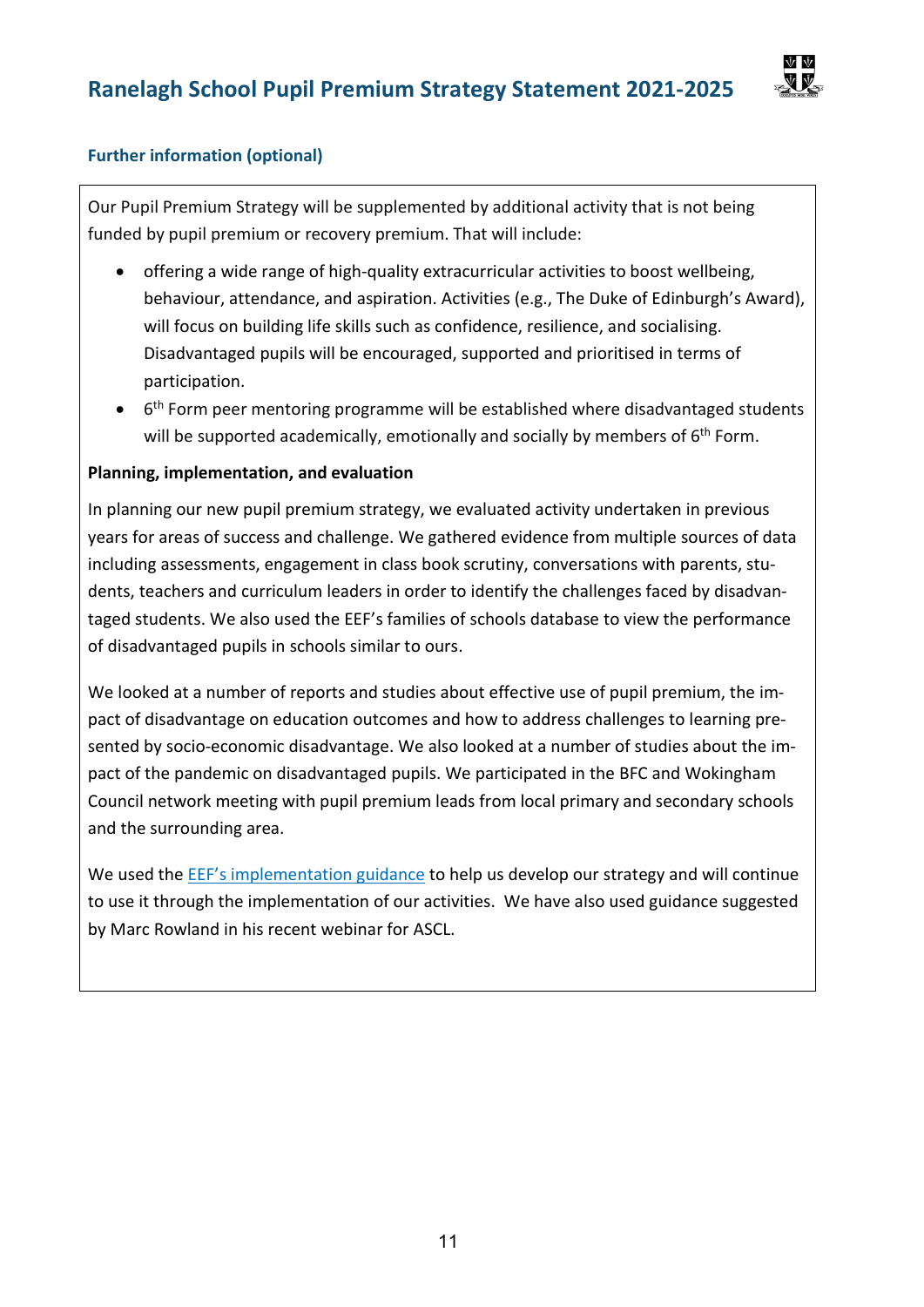### Further information (optional)

Our Pupil Premium Strategy will be supplemented by additional activity that is not being funded by pupil premium or recovery premium. That will include:

- offering a wide range of high-quality extracurricular activities to boost wellbeing, behaviour, attendance, and aspiration. Activities (e.g., The Duke of Edinburgh's Award), will focus on building life skills such as confidence, resilience, and socialising. Disadvantaged pupils will be encouraged, supported and prioritised in terms of participation.
- 6th Form peer mentoring programme will be established where disadvantaged students will be supported academically, emotionally and socially by members of 6th Form.

**Planning, implementation, and evaluation**

In planning our new pupil premium strategy, we evaluated activity undertaken in previous years for areas of success and challenge. We gathered evidence from multiple sources of data including assessments, engagement in class book scrutiny, conversations with parents, students, teachers and curriculum leaders in order to identify the challenges faced by disadvantaged students. We also used the EEF's families of schools database to view the performance of disadvantaged pupils in schools similar to ours.

We looked at a number of reports and studies about effective use of pupil premium, the impact of disadvantage on education outcomes and how to address challenges to learning presented by socio-economic disadvantage. We also looked at a number of studies about the impact of the pandemic on disadvantaged pupils. We participated in the BFC and Wokingham Council network meeting with pupil premium leads from local primary and secondary schools and the surrounding area.

We used the [EEF's implementation guidance] to help us develop our strategy and will continue to use it through the implementation of our activities. We have also used guidance suggested by Marc Rowland in his recent webinar for ASCL.